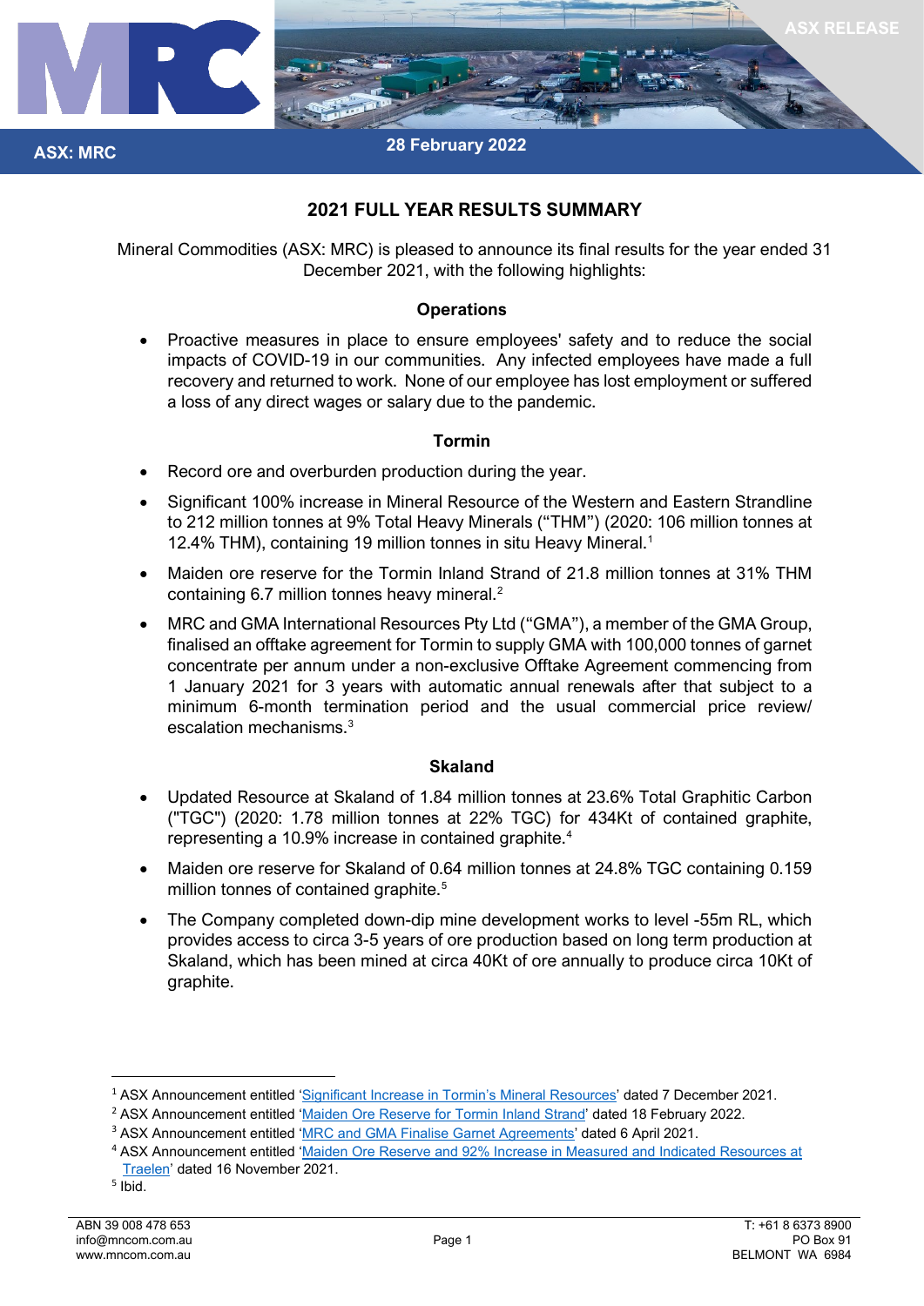ASX: MRC

28 February 2022

ASX RELEASE

# 2021 FULL YEAR RESULTS SUMMARY

Mineral Commodities (ASX: MRC) is pleased to announce its final results for the year ended 31 December 2021, with the following highlights:

### Operations

- Proactive measures in place to ensure employees' safety and to reduce the social impacts of COVID-19 in our communities. Any infected employees have made a full recovery and returned to work. None of our employee has lost employment or suffered a loss of any direct wages or salary due to the pandemic.

### Tormin

- Record ore and overburden production during the year.
- Significant 100% increase in Mineral Resource of the Western and Eastern Strandline to 212 million tonnes at 9% Total Heavy Minerals ("THM") (2020: 106 million tonnes at 12.4% THM), containing 19 million tonnes in situ Heavy Mineral.[1]
- Maiden ore reserve for the Tormin Inland Strand of 21.8 million tonnes at 31% THM containing 6.7 million tonnes heavy mineral.[2]
- MRC and GMA International Resources Pty Ltd ("GMA"), a member of the GMA Group, finalised an offtake agreement for Tormin to supply GMA with 100,000 tonnes of garnet concentrate per annum under a non-exclusive Offtake Agreement commencing from 1 January 2021 for 3 years with automatic annual renewals after that subject to a minimum 6-month termination period and the usual commercial price review/ escalation mechanisms.[3]

### Skaland

- Updated Resource at Skaland of 1.84 million tonnes at 23.6% Total Graphitic Carbon ("TGC") (2020: 1.78 million tonnes at 22% TGC) for 434Kt of contained graphite, representing a 10.9% increase in contained graphite.[4]
- Maiden ore reserve for Skaland of 0.64 million tonnes at 24.8% TGC containing 0.159 million tonnes of contained graphite.[5]
- The Company completed down-dip mine development works to level -55m RL, which provides access to circa 3-5 years of ore production based on long term production at Skaland, which has been mined at circa 40Kt of ore annually to produce circa 10Kt of graphite.

---

[1] ASX Announcement entitled 'Significant Increase in Tormin's Mineral Resources' dated 7 December 2021.

[2] ASX Announcement entitled 'Maiden Ore Reserve for Tormin Inland Strand' dated 18 February 2022.

[3] ASX Announcement entitled 'MRC and GMA Finalise Garnet Agreements' dated 6 April 2021.

[4] ASX Announcement entitled 'Maiden Ore Reserve and 92% Increase in Measured and Indicated Resources at Traelen' dated 16 November 2021.

[5] Ibid.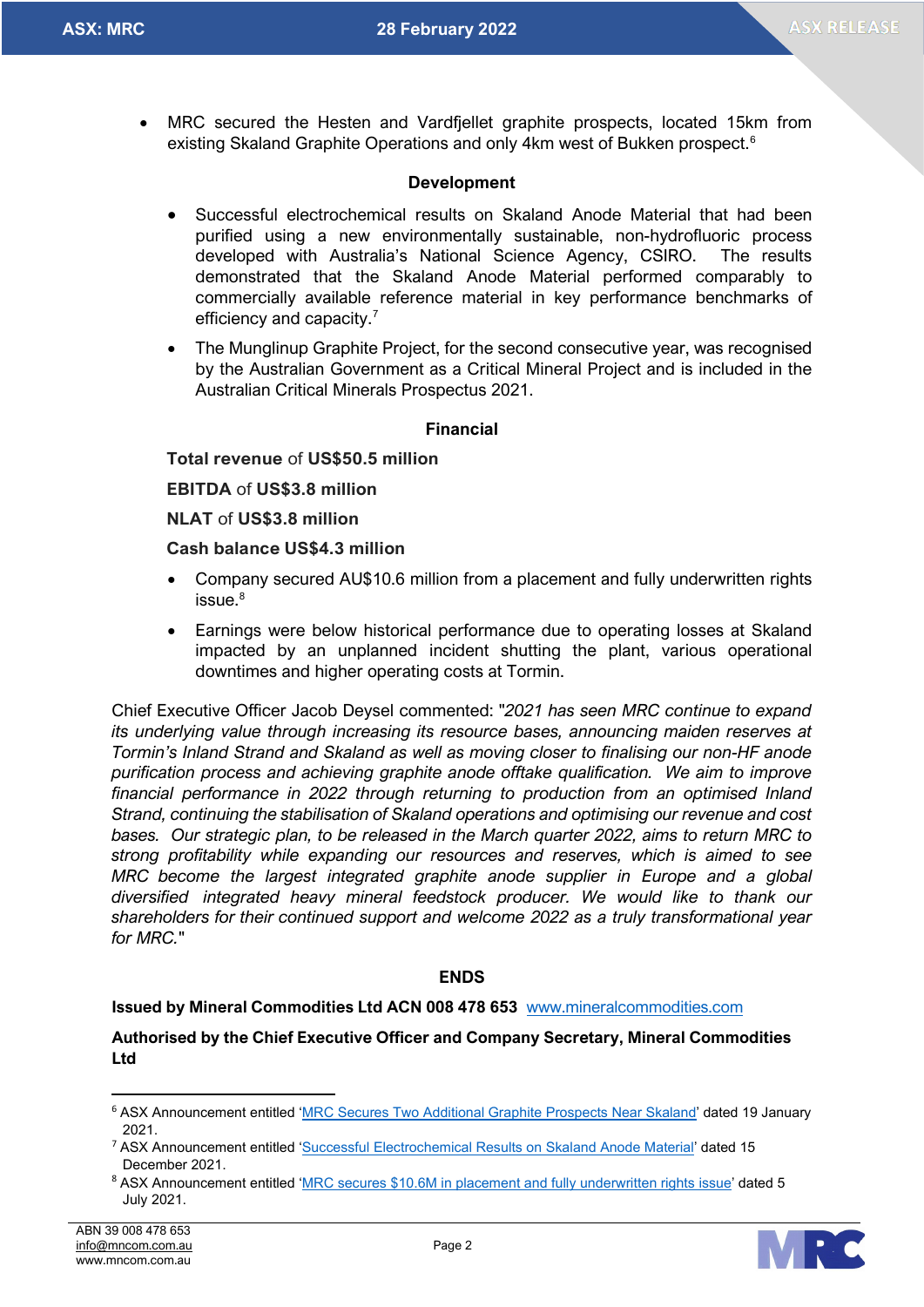- MRC secured the Hesten and Vardfjellet graphite prospects, located 15km from existing Skaland Graphite Operations and only 4km west of Bukken prospect.[6]

### Development

- Successful electrochemical results on Skaland Anode Material that had been purified using a new environmentally sustainable, non-hydrofluoric process developed with Australia's National Science Agency, CSIRO. The results demonstrated that the Skaland Anode Material performed comparably to commercially available reference material in key performance benchmarks of efficiency and capacity.[7]
- The Munglinup Graphite Project, for the second consecutive year, was recognised by the Australian Government as a Critical Mineral Project and is included in the Australian Critical Minerals Prospectus 2021.

### Financial

**Total revenue** of **US$50.5 million**

**EBITDA** of **US$3.8 million**

**NLAT** of **US$3.8 million**

**Cash balance US$4.3 million**

- Company secured AU$10.6 million from a placement and fully underwritten rights issue.[8]
- Earnings were below historical performance due to operating losses at Skaland impacted by an unplanned incident shutting the plant, various operational downtimes and higher operating costs at Tormin.

Chief Executive Officer Jacob Deysel commented: "*2021 has seen MRC continue to expand its underlying value through increasing its resource bases, announcing maiden reserves at Tormin's Inland Strand and Skaland as well as moving closer to finalising our non-HF anode purification process and achieving graphite anode offtake qualification. We aim to improve financial performance in 2022 through returning to production from an optimised Inland Strand, continuing the stabilisation of Skaland operations and optimising our revenue and cost bases. Our strategic plan, to be released in the March quarter 2022, aims to return MRC to strong profitability while expanding our resources and reserves, which is aimed to see MRC become the largest integrated graphite anode supplier in Europe and a global diversified integrated heavy mineral feedstock producer. We would like to thank our shareholders for their continued support and welcome 2022 as a truly transformational year for MRC.*"

**ENDS**

**Issued by Mineral Commodities Ltd ACN 008 478 653** www.mineralcommodities.com

**Authorised by the Chief Executive Officer and Company Secretary, Mineral Commodities Ltd**

---

[6] ASX Announcement entitled 'MRC Secures Two Additional Graphite Prospects Near Skaland' dated 19 January 2021.

[7] ASX Announcement entitled 'Successful Electrochemical Results on Skaland Anode Material' dated 15 December 2021.

[8] ASX Announcement entitled 'MRC secures $10.6M in placement and fully underwritten rights issue' dated 5 July 2021.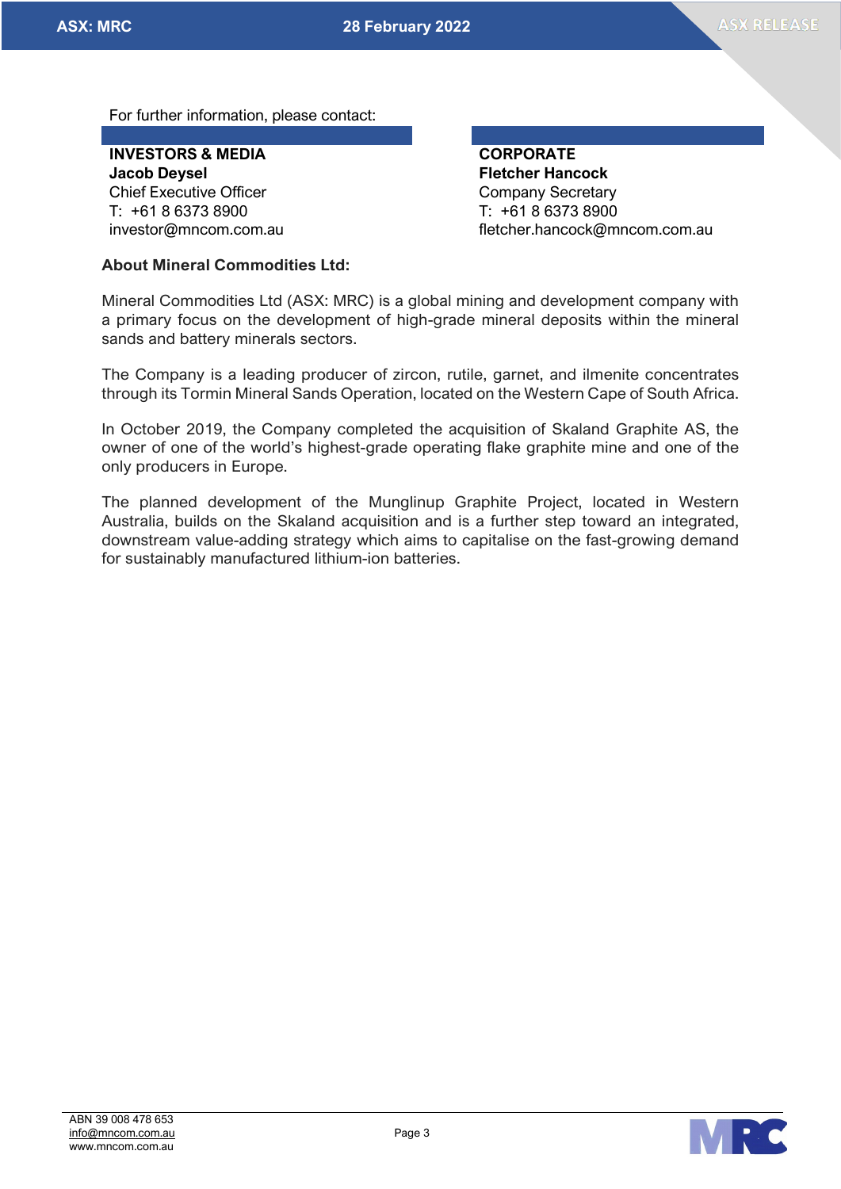For further information, please contact:

**INVESTORS & MEDIA**
**Jacob Deysel**
Chief Executive Officer
T: +61 8 6373 8900
investor@mncom.com.au

**CORPORATE**
**Fletcher Hancock**
Company Secretary
T: +61 8 6373 8900
fletcher.hancock@mncom.com.au

**About Mineral Commodities Ltd:**

Mineral Commodities Ltd (ASX: MRC) is a global mining and development company with a primary focus on the development of high-grade mineral deposits within the mineral sands and battery minerals sectors.

The Company is a leading producer of zircon, rutile, garnet, and ilmenite concentrates through its Tormin Mineral Sands Operation, located on the Western Cape of South Africa.

In October 2019, the Company completed the acquisition of Skaland Graphite AS, the owner of one of the world's highest-grade operating flake graphite mine and one of the only producers in Europe.

The planned development of the Munglinup Graphite Project, located in Western Australia, builds on the Skaland acquisition and is a further step toward an integrated, downstream value-adding strategy which aims to capitalise on the fast-growing demand for sustainably manufactured lithium-ion batteries.

ABN 39 008 478 653
info@mncom.com.au
www.mncom.com.au